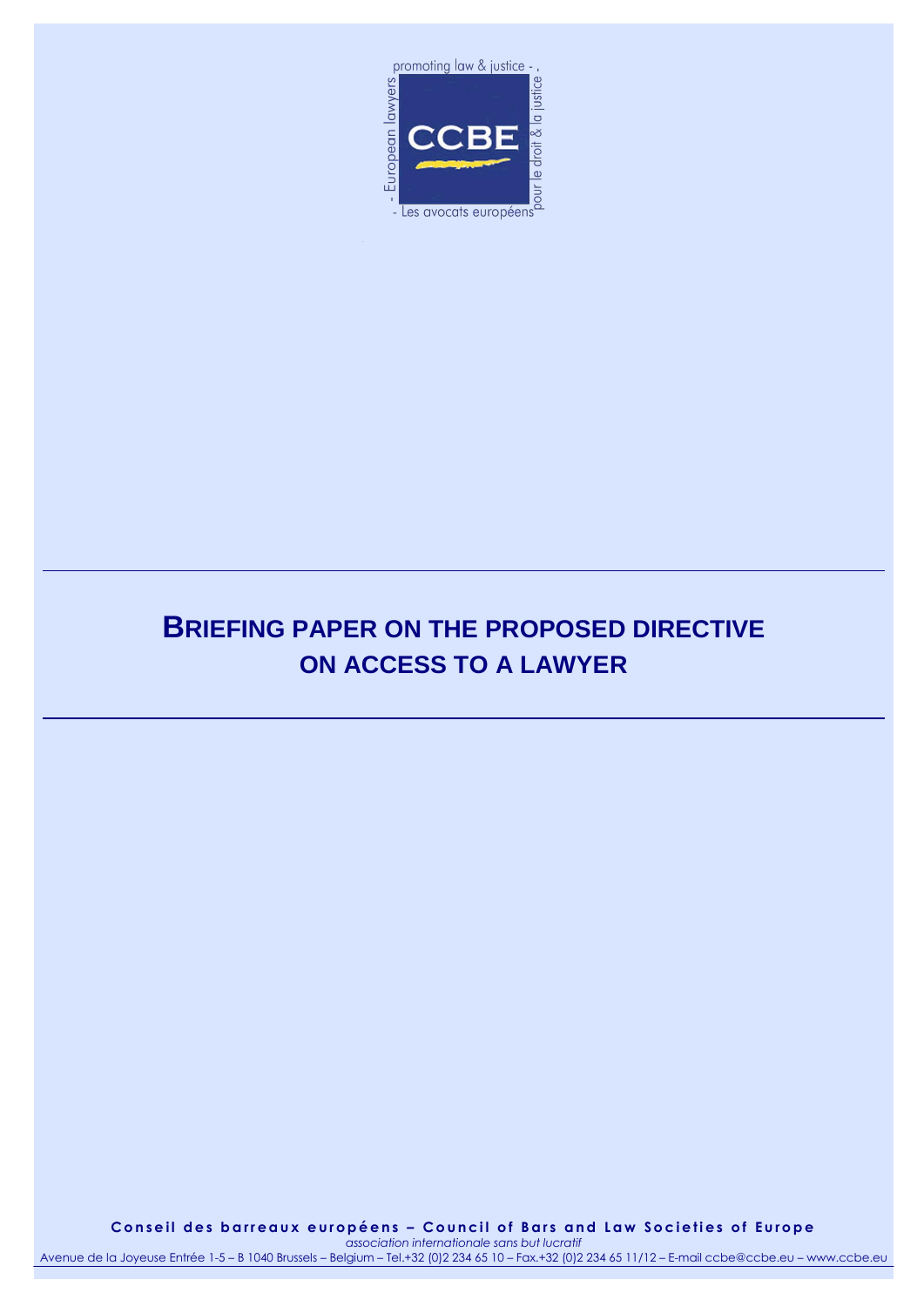promoting law & justice -

- European lawyers

CCBE

pour le droit & la justice

- Les avocats européens

# BRIEFING PAPER ON THE PROPOSED DIRECTIVE ON ACCESS TO A LAWYER

**Conseil des barreaux européens – Council of Bars and Law Societies of Europe**

*association internationale sans but lucratif*

Avenue de la Joyeuse Entrée 1-5 – B 1040 Brussels – Belgium – Tel.+32 (0)2 234 65 10 – Fax.+32 (0)2 234 65 11/12 – E-mail ccbe@ccbe.eu – www.ccbe.eu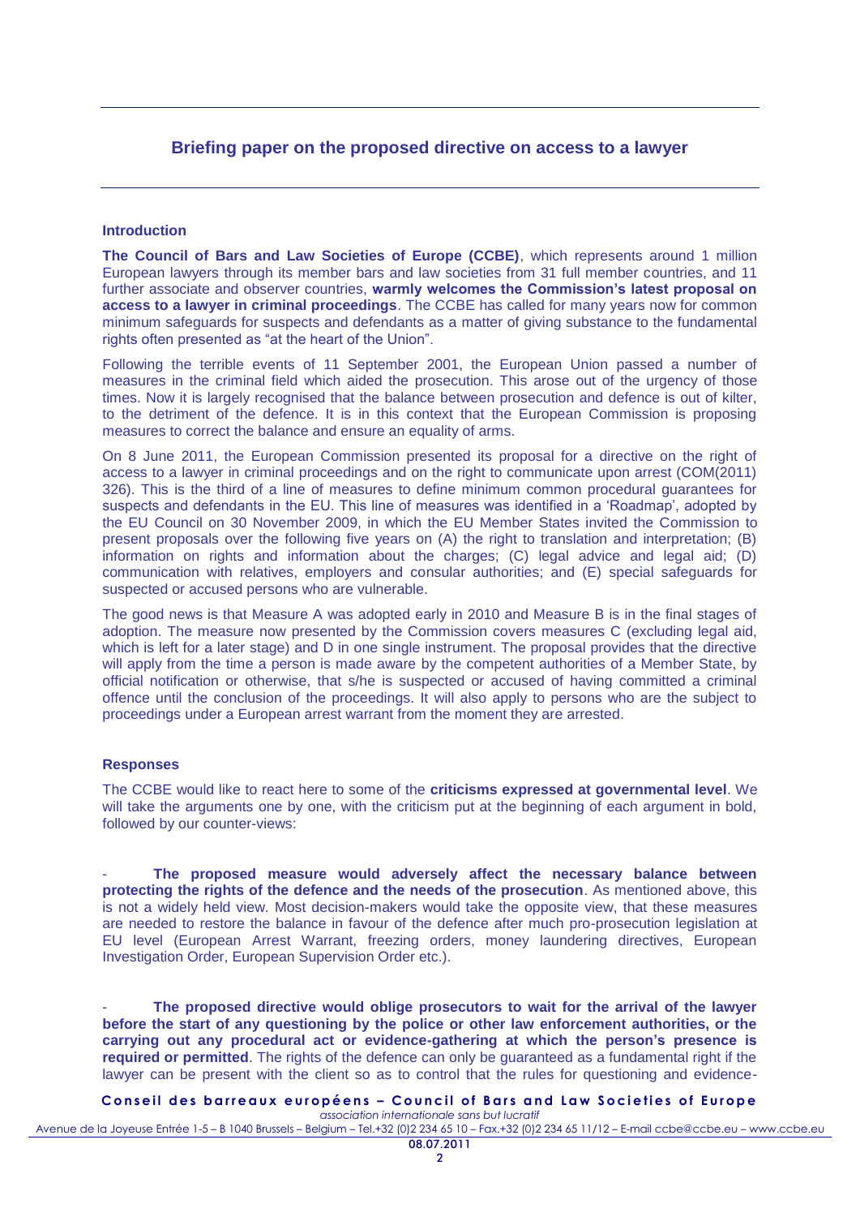## Briefing paper on the proposed directive on access to a lawyer

### Introduction

**The Council of Bars and Law Societies of Europe (CCBE)**, which represents around 1 million European lawyers through its member bars and law societies from 31 full member countries, and 11 further associate and observer countries, **warmly welcomes the Commission's latest proposal on access to a lawyer in criminal proceedings**. The CCBE has called for many years now for common minimum safeguards for suspects and defendants as a matter of giving substance to the fundamental rights often presented as "at the heart of the Union".

Following the terrible events of 11 September 2001, the European Union passed a number of measures in the criminal field which aided the prosecution. This arose out of the urgency of those times. Now it is largely recognised that the balance between prosecution and defence is out of kilter, to the detriment of the defence. It is in this context that the European Commission is proposing measures to correct the balance and ensure an equality of arms.

On 8 June 2011, the European Commission presented its proposal for a directive on the right of access to a lawyer in criminal proceedings and on the right to communicate upon arrest (COM(2011) 326). This is the third of a line of measures to define minimum common procedural guarantees for suspects and defendants in the EU. This line of measures was identified in a 'Roadmap', adopted by the EU Council on 30 November 2009, in which the EU Member States invited the Commission to present proposals over the following five years on (A) the right to translation and interpretation; (B) information on rights and information about the charges; (C) legal advice and legal aid; (D) communication with relatives, employers and consular authorities; and (E) special safeguards for suspected or accused persons who are vulnerable.

The good news is that Measure A was adopted early in 2010 and Measure B is in the final stages of adoption. The measure now presented by the Commission covers measures C (excluding legal aid, which is left for a later stage) and D in one single instrument. The proposal provides that the directive will apply from the time a person is made aware by the competent authorities of a Member State, by official notification or otherwise, that s/he is suspected or accused of having committed a criminal offence until the conclusion of the proceedings. It will also apply to persons who are the subject to proceedings under a European arrest warrant from the moment they are arrested.

### Responses

The CCBE would like to react here to some of the **criticisms expressed at governmental level**. We will take the arguments one by one, with the criticism put at the beginning of each argument in bold, followed by our counter-views:

- **The proposed measure would adversely affect the necessary balance between protecting the rights of the defence and the needs of the prosecution**. As mentioned above, this is not a widely held view. Most decision-makers would take the opposite view, that these measures are needed to restore the balance in favour of the defence after much pro-prosecution legislation at EU level (European Arrest Warrant, freezing orders, money laundering directives, European Investigation Order, European Supervision Order etc.).

- **The proposed directive would oblige prosecutors to wait for the arrival of the lawyer before the start of any questioning by the police or other law enforcement authorities, or the carrying out any procedural act or evidence-gathering at which the person's presence is required or permitted**. The rights of the defence can only be guaranteed as a fundamental right if the lawyer can be present with the client so as to control that the rules for questioning and evidence-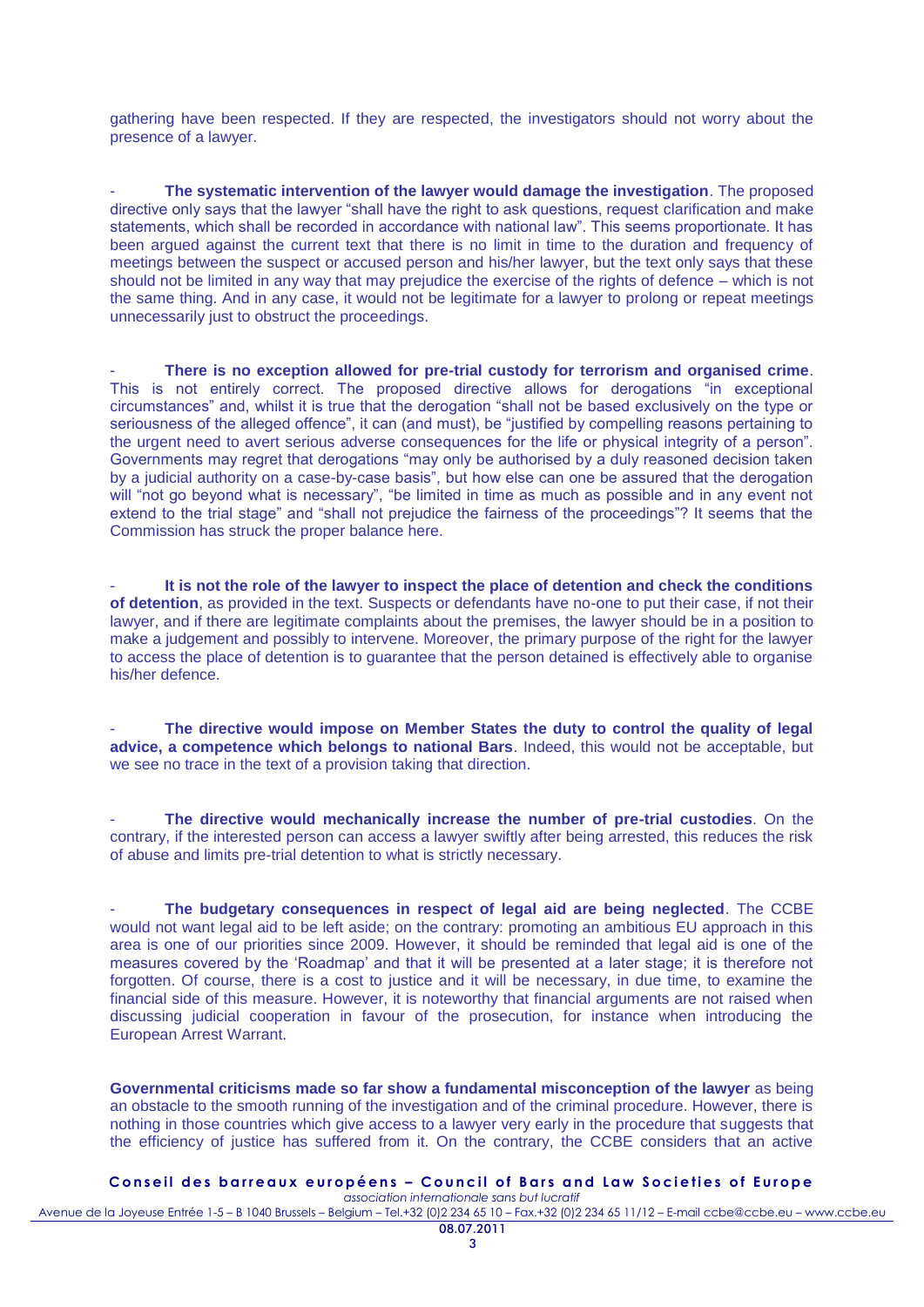gathering have been respected. If they are respected, the investigators should not worry about the presence of a lawyer.

- **The systematic intervention of the lawyer would damage the investigation**. The proposed directive only says that the lawyer "shall have the right to ask questions, request clarification and make statements, which shall be recorded in accordance with national law". This seems proportionate. It has been argued against the current text that there is no limit in time to the duration and frequency of meetings between the suspect or accused person and his/her lawyer, but the text only says that these should not be limited in any way that may prejudice the exercise of the rights of defence – which is not the same thing. And in any case, it would not be legitimate for a lawyer to prolong or repeat meetings unnecessarily just to obstruct the proceedings.

- **There is no exception allowed for pre-trial custody for terrorism and organised crime**. This is not entirely correct. The proposed directive allows for derogations "in exceptional circumstances" and, whilst it is true that the derogation "shall not be based exclusively on the type or seriousness of the alleged offence", it can (and must), be "justified by compelling reasons pertaining to the urgent need to avert serious adverse consequences for the life or physical integrity of a person". Governments may regret that derogations "may only be authorised by a duly reasoned decision taken by a judicial authority on a case-by-case basis", but how else can one be assured that the derogation will "not go beyond what is necessary", "be limited in time as much as possible and in any event not extend to the trial stage" and "shall not prejudice the fairness of the proceedings"? It seems that the Commission has struck the proper balance here.

- **It is not the role of the lawyer to inspect the place of detention and check the conditions of detention**, as provided in the text. Suspects or defendants have no-one to put their case, if not their lawyer, and if there are legitimate complaints about the premises, the lawyer should be in a position to make a judgement and possibly to intervene. Moreover, the primary purpose of the right for the lawyer to access the place of detention is to guarantee that the person detained is effectively able to organise his/her defence.

- **The directive would impose on Member States the duty to control the quality of legal advice, a competence which belongs to national Bars**. Indeed, this would not be acceptable, but we see no trace in the text of a provision taking that direction.

- **The directive would mechanically increase the number of pre-trial custodies**. On the contrary, if the interested person can access a lawyer swiftly after being arrested, this reduces the risk of abuse and limits pre-trial detention to what is strictly necessary.

- **The budgetary consequences in respect of legal aid are being neglected**. The CCBE would not want legal aid to be left aside; on the contrary: promoting an ambitious EU approach in this area is one of our priorities since 2009. However, it should be reminded that legal aid is one of the measures covered by the 'Roadmap' and that it will be presented at a later stage; it is therefore not forgotten. Of course, there is a cost to justice and it will be necessary, in due time, to examine the financial side of this measure. However, it is noteworthy that financial arguments are not raised when discussing judicial cooperation in favour of the prosecution, for instance when introducing the European Arrest Warrant.

**Governmental criticisms made so far show a fundamental misconception of the lawyer** as being an obstacle to the smooth running of the investigation and of the criminal procedure. However, there is nothing in those countries which give access to a lawyer very early in the procedure that suggests that the efficiency of justice has suffered from it. On the contrary, the CCBE considers that an active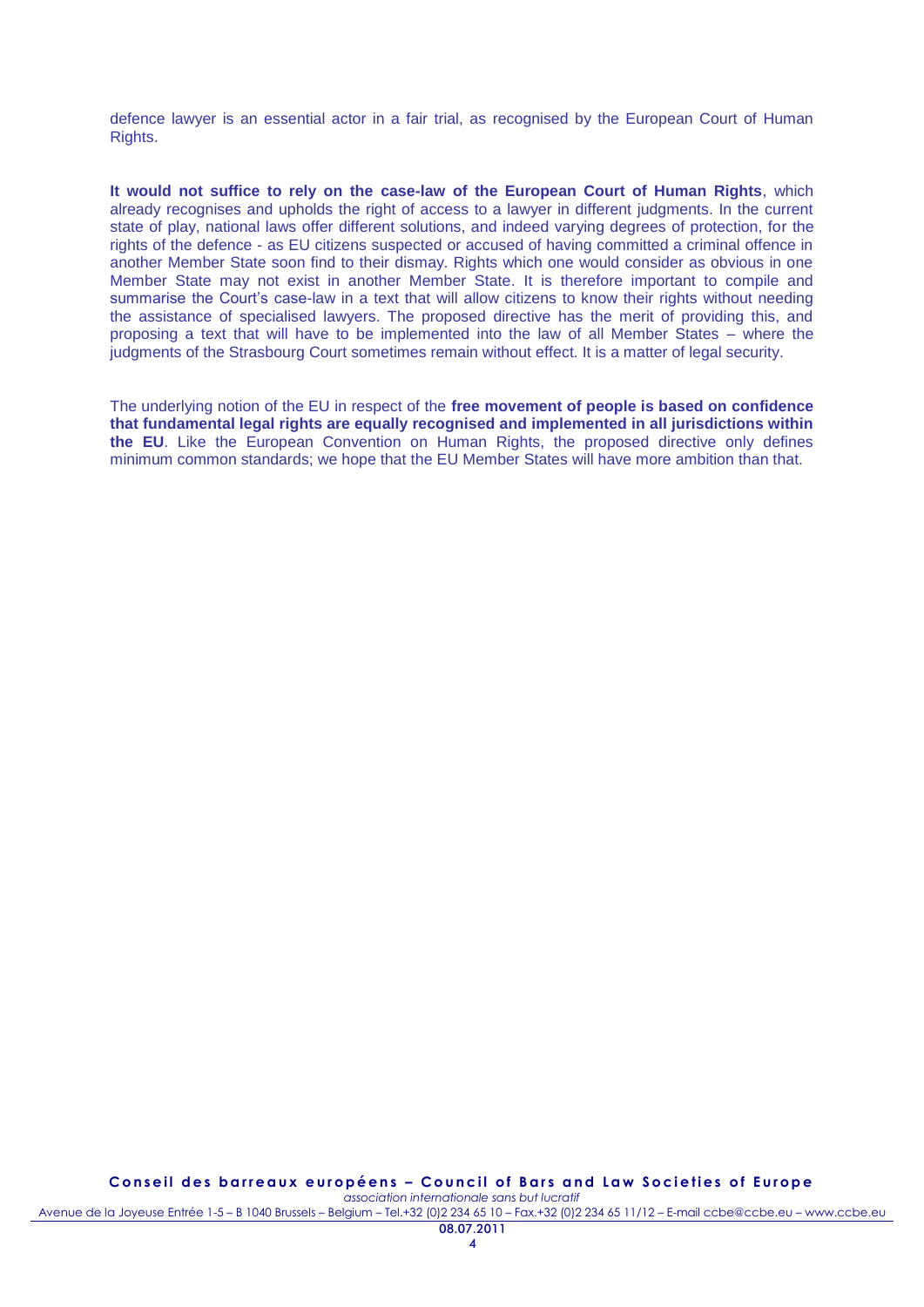defence lawyer is an essential actor in a fair trial, as recognised by the European Court of Human Rights.

**It would not suffice to rely on the case-law of the European Court of Human Rights**, which already recognises and upholds the right of access to a lawyer in different judgments. In the current state of play, national laws offer different solutions, and indeed varying degrees of protection, for the rights of the defence - as EU citizens suspected or accused of having committed a criminal offence in another Member State soon find to their dismay. Rights which one would consider as obvious in one Member State may not exist in another Member State. It is therefore important to compile and summarise the Court's case-law in a text that will allow citizens to know their rights without needing the assistance of specialised lawyers. The proposed directive has the merit of providing this, and proposing a text that will have to be implemented into the law of all Member States – where the judgments of the Strasbourg Court sometimes remain without effect. It is a matter of legal security.

The underlying notion of the EU in respect of the **free movement of people is based on confidence that fundamental legal rights are equally recognised and implemented in all jurisdictions within the EU**. Like the European Convention on Human Rights, the proposed directive only defines minimum common standards; we hope that the EU Member States will have more ambition than that.